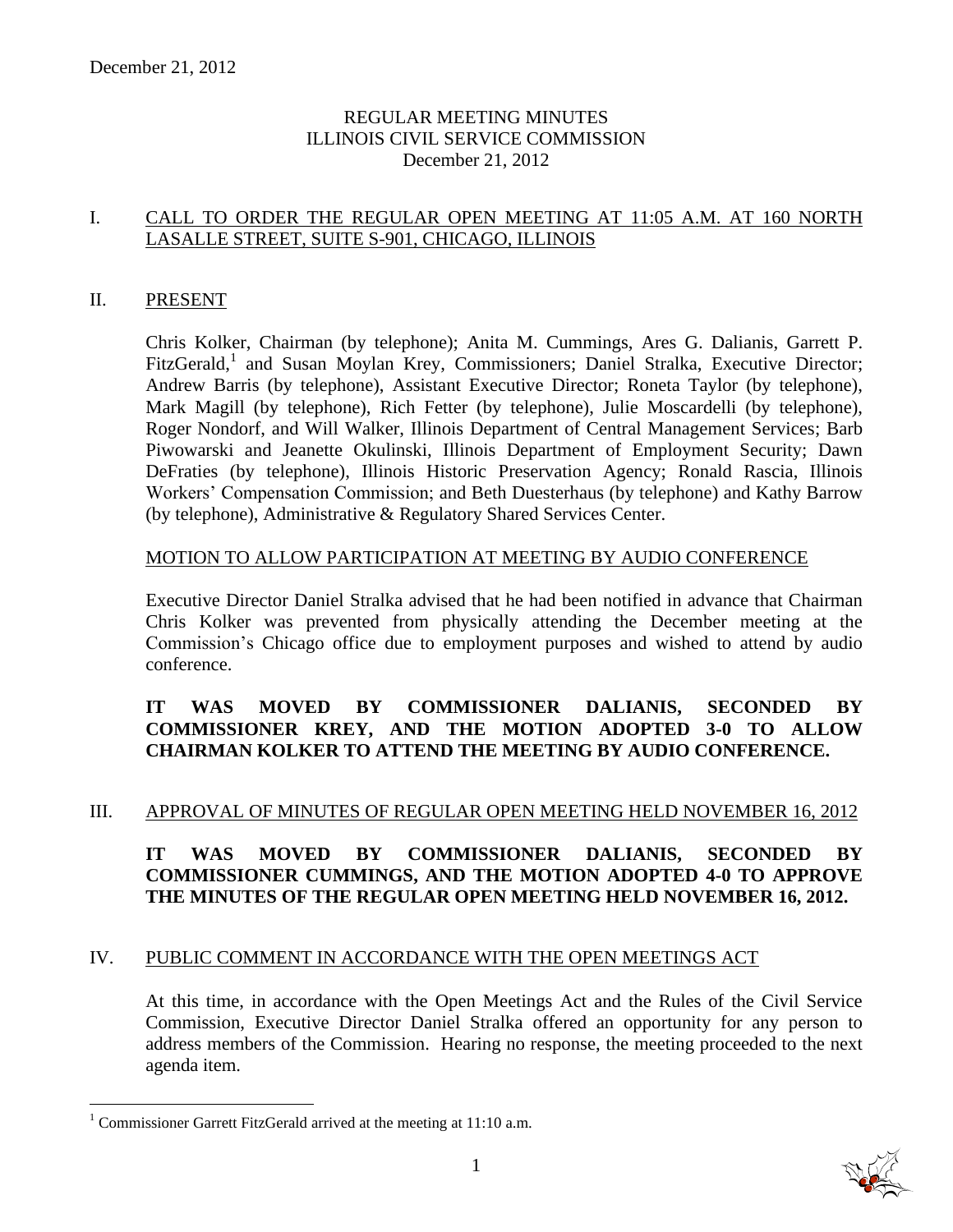December 21, 2012

# REGULAR MEETING MINUTES
# ILLINOIS CIVIL SERVICE COMMISSION
# December 21, 2012

## I. CALL TO ORDER THE REGULAR OPEN MEETING AT 11:05 A.M. AT 160 NORTH LASALLE STREET, SUITE S-901, CHICAGO, ILLINOIS

## II. PRESENT

Chris Kolker, Chairman (by telephone); Anita M. Cummings, Ares G. Dalianis, Garrett P. FitzGerald,[1] and Susan Moylan Krey, Commissioners; Daniel Stralka, Executive Director; Andrew Barris (by telephone), Assistant Executive Director; Roneta Taylor (by telephone), Mark Magill (by telephone), Rich Fetter (by telephone), Julie Moscardelli (by telephone), Roger Nondorf, and Will Walker, Illinois Department of Central Management Services; Barb Piwowarski and Jeanette Okulinski, Illinois Department of Employment Security; Dawn DeFraties (by telephone), Illinois Historic Preservation Agency; Ronald Rascia, Illinois Workers' Compensation Commission; and Beth Duesterhaus (by telephone) and Kathy Barrow (by telephone), Administrative & Regulatory Shared Services Center.

### MOTION TO ALLOW PARTICIPATION AT MEETING BY AUDIO CONFERENCE

Executive Director Daniel Stralka advised that he had been notified in advance that Chairman Chris Kolker was prevented from physically attending the December meeting at the Commission's Chicago office due to employment purposes and wished to attend by audio conference.

**IT WAS MOVED BY COMMISSIONER DALIANIS, SECONDED BY COMMISSIONER KREY, AND THE MOTION ADOPTED 3-0 TO ALLOW CHAIRMAN KOLKER TO ATTEND THE MEETING BY AUDIO CONFERENCE.**

## III. APPROVAL OF MINUTES OF REGULAR OPEN MEETING HELD NOVEMBER 16, 2012

**IT WAS MOVED BY COMMISSIONER DALIANIS, SECONDED BY COMMISSIONER CUMMINGS, AND THE MOTION ADOPTED 4-0 TO APPROVE THE MINUTES OF THE REGULAR OPEN MEETING HELD NOVEMBER 16, 2012.**

## IV. PUBLIC COMMENT IN ACCORDANCE WITH THE OPEN MEETINGS ACT

At this time, in accordance with the Open Meetings Act and the Rules of the Civil Service Commission, Executive Director Daniel Stralka offered an opportunity for any person to address members of the Commission. Hearing no response, the meeting proceeded to the next agenda item.

[1] Commissioner Garrett FitzGerald arrived at the meeting at 11:10 a.m.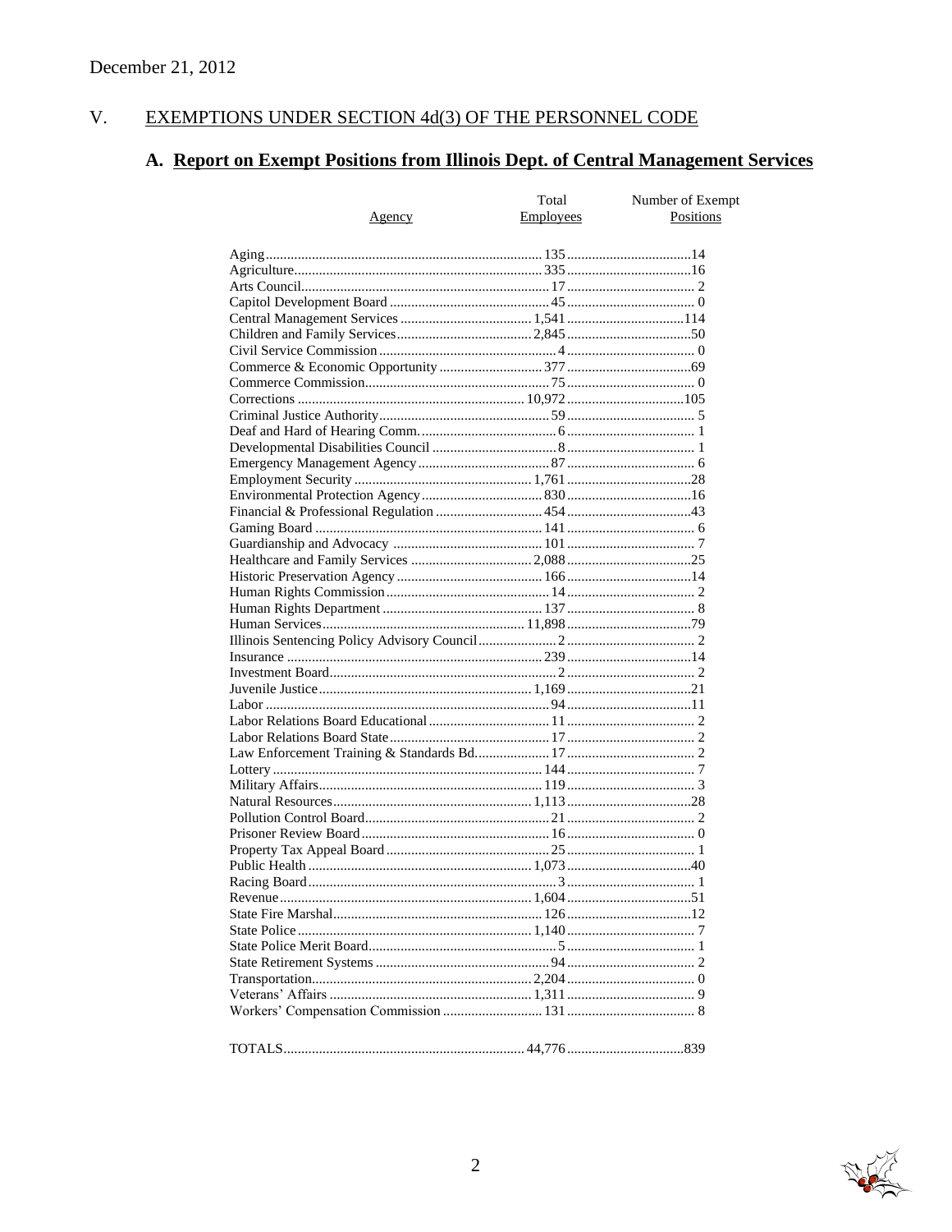December 21, 2012

## V. EXEMPTIONS UNDER SECTION 4d(3) OF THE PERSONNEL CODE

### A. Report on Exempt Positions from Illinois Dept. of Central Management Services

| Agency | Total Employees | Number of Exempt Positions |
|---|---|---|
| Aging | 135 | 14 |
| Agriculture | 335 | 16 |
| Arts Council | 17 | 2 |
| Capitol Development Board | 45 | 0 |
| Central Management Services | 1,541 | 114 |
| Children and Family Services | 2,845 | 50 |
| Civil Service Commission | 4 | 0 |
| Commerce & Economic Opportunity | 377 | 69 |
| Commerce Commission | 75 | 0 |
| Corrections | 10,972 | 105 |
| Criminal Justice Authority | 59 | 5 |
| Deaf and Hard of Hearing Comm. | 6 | 1 |
| Developmental Disabilities Council | 8 | 1 |
| Emergency Management Agency | 87 | 6 |
| Employment Security | 1,761 | 28 |
| Environmental Protection Agency | 830 | 16 |
| Financial & Professional Regulation | 454 | 43 |
| Gaming Board | 141 | 6 |
| Guardianship and Advocacy | 101 | 7 |
| Healthcare and Family Services | 2,088 | 25 |
| Historic Preservation Agency | 166 | 14 |
| Human Rights Commission | 14 | 2 |
| Human Rights Department | 137 | 8 |
| Human Services | 11,898 | 79 |
| Illinois Sentencing Policy Advisory Council | 2 | 2 |
| Insurance | 239 | 14 |
| Investment Board | 2 | 2 |
| Juvenile Justice | 1,169 | 21 |
| Labor | 94 | 11 |
| Labor Relations Board Educational | 11 | 2 |
| Labor Relations Board State | 17 | 2 |
| Law Enforcement Training & Standards Bd. | 17 | 2 |
| Lottery | 144 | 7 |
| Military Affairs | 119 | 3 |
| Natural Resources | 1,113 | 28 |
| Pollution Control Board | 21 | 2 |
| Prisoner Review Board | 16 | 0 |
| Property Tax Appeal Board | 25 | 1 |
| Public Health | 1,073 | 40 |
| Racing Board | 3 | 1 |
| Revenue | 1,604 | 51 |
| State Fire Marshal | 126 | 12 |
| State Police | 1,140 | 7 |
| State Police Merit Board | 5 | 1 |
| State Retirement Systems | 94 | 2 |
| Transportation | 2,204 | 0 |
| Veterans' Affairs | 1,311 | 9 |
| Workers' Compensation Commission | 131 | 8 |
| TOTALS | 44,776 | 839 |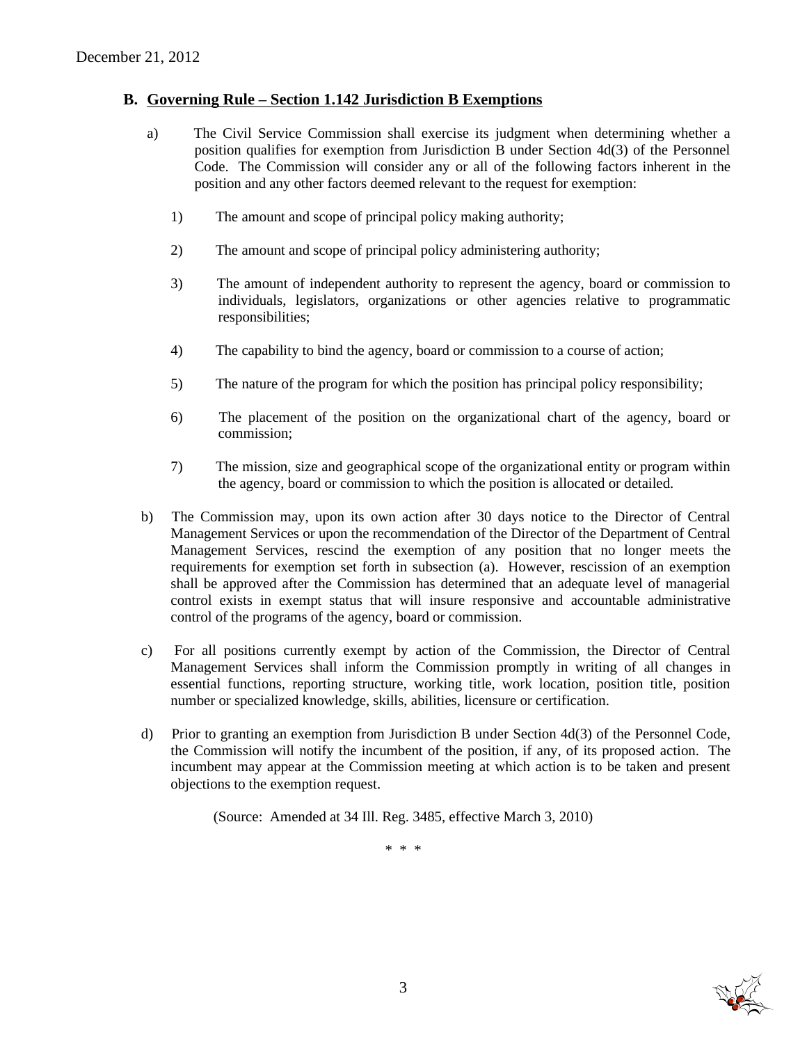## B. Governing Rule – Section 1.142 Jurisdiction B Exemptions

a) The Civil Service Commission shall exercise its judgment when determining whether a position qualifies for exemption from Jurisdiction B under Section 4d(3) of the Personnel Code. The Commission will consider any or all of the following factors inherent in the position and any other factors deemed relevant to the request for exemption:

1) The amount and scope of principal policy making authority;

2) The amount and scope of principal policy administering authority;

3) The amount of independent authority to represent the agency, board or commission to individuals, legislators, organizations or other agencies relative to programmatic responsibilities;

4) The capability to bind the agency, board or commission to a course of action;

5) The nature of the program for which the position has principal policy responsibility;

6) The placement of the position on the organizational chart of the agency, board or commission;

7) The mission, size and geographical scope of the organizational entity or program within the agency, board or commission to which the position is allocated or detailed.

b) The Commission may, upon its own action after 30 days notice to the Director of Central Management Services or upon the recommendation of the Director of the Department of Central Management Services, rescind the exemption of any position that no longer meets the requirements for exemption set forth in subsection (a). However, rescission of an exemption shall be approved after the Commission has determined that an adequate level of managerial control exists in exempt status that will insure responsive and accountable administrative control of the programs of the agency, board or commission.

c) For all positions currently exempt by action of the Commission, the Director of Central Management Services shall inform the Commission promptly in writing of all changes in essential functions, reporting structure, working title, work location, position title, position number or specialized knowledge, skills, abilities, licensure or certification.

d) Prior to granting an exemption from Jurisdiction B under Section 4d(3) of the Personnel Code, the Commission will notify the incumbent of the position, if any, of its proposed action. The incumbent may appear at the Commission meeting at which action is to be taken and present objections to the exemption request.

(Source: Amended at 34 Ill. Reg. 3485, effective March 3, 2010)

\* \* \*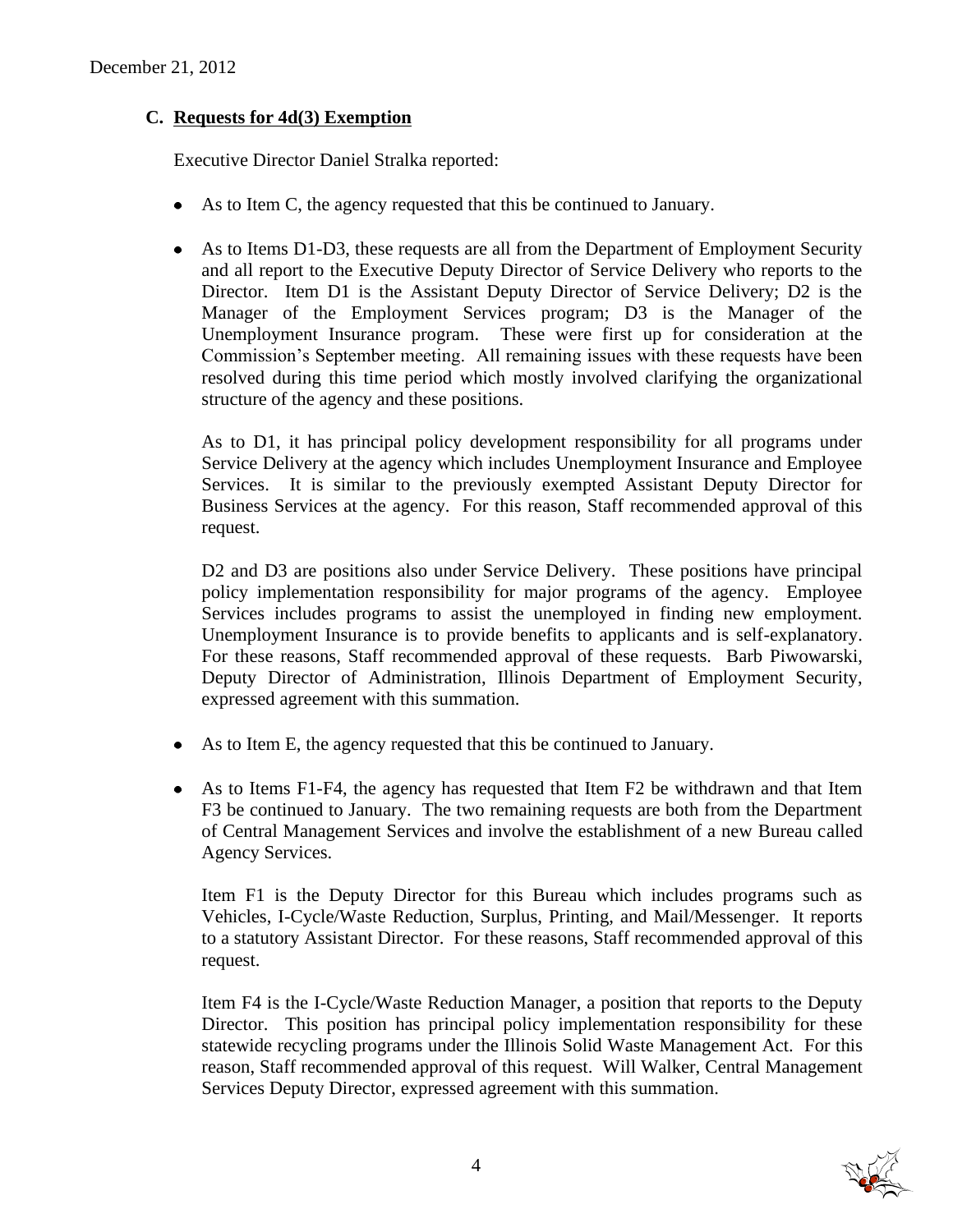December 21, 2012

## C. Requests for 4d(3) Exemption

Executive Director Daniel Stralka reported:

- As to Item C, the agency requested that this be continued to January.

- As to Items D1-D3, these requests are all from the Department of Employment Security and all report to the Executive Deputy Director of Service Delivery who reports to the Director. Item D1 is the Assistant Deputy Director of Service Delivery; D2 is the Manager of the Employment Services program; D3 is the Manager of the Unemployment Insurance program. These were first up for consideration at the Commission's September meeting. All remaining issues with these requests have been resolved during this time period which mostly involved clarifying the organizational structure of the agency and these positions.

  As to D1, it has principal policy development responsibility for all programs under Service Delivery at the agency which includes Unemployment Insurance and Employee Services. It is similar to the previously exempted Assistant Deputy Director for Business Services at the agency. For this reason, Staff recommended approval of this request.

  D2 and D3 are positions also under Service Delivery. These positions have principal policy implementation responsibility for major programs of the agency. Employee Services includes programs to assist the unemployed in finding new employment. Unemployment Insurance is to provide benefits to applicants and is self-explanatory. For these reasons, Staff recommended approval of these requests. Barb Piwowarski, Deputy Director of Administration, Illinois Department of Employment Security, expressed agreement with this summation.

- As to Item E, the agency requested that this be continued to January.

- As to Items F1-F4, the agency has requested that Item F2 be withdrawn and that Item F3 be continued to January. The two remaining requests are both from the Department of Central Management Services and involve the establishment of a new Bureau called Agency Services.

  Item F1 is the Deputy Director for this Bureau which includes programs such as Vehicles, I-Cycle/Waste Reduction, Surplus, Printing, and Mail/Messenger. It reports to a statutory Assistant Director. For these reasons, Staff recommended approval of this request.

  Item F4 is the I-Cycle/Waste Reduction Manager, a position that reports to the Deputy Director. This position has principal policy implementation responsibility for these statewide recycling programs under the Illinois Solid Waste Management Act. For this reason, Staff recommended approval of this request. Will Walker, Central Management Services Deputy Director, expressed agreement with this summation.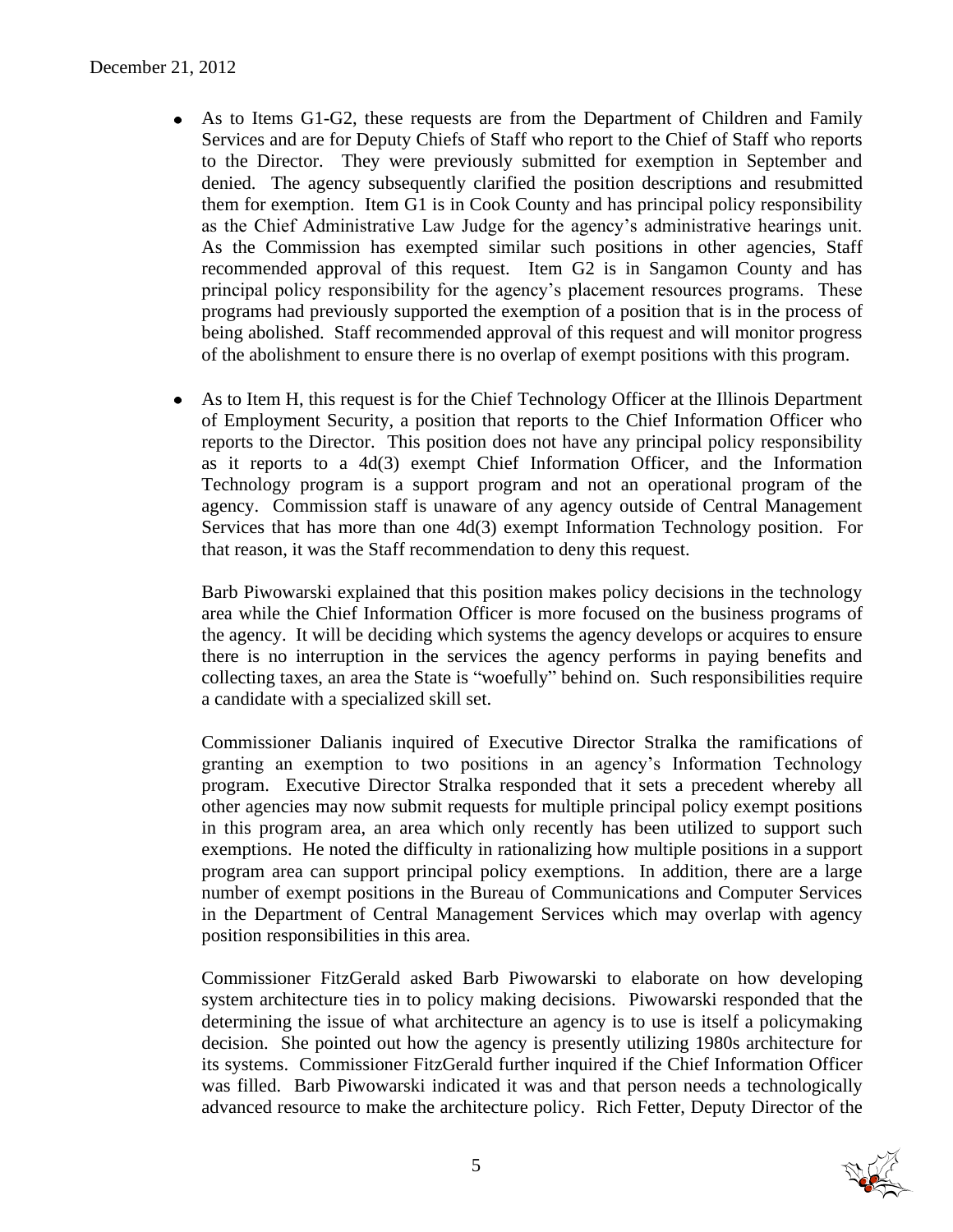- As to Items G1-G2, these requests are from the Department of Children and Family Services and are for Deputy Chiefs of Staff who report to the Chief of Staff who reports to the Director. They were previously submitted for exemption in September and denied. The agency subsequently clarified the position descriptions and resubmitted them for exemption. Item G1 is in Cook County and has principal policy responsibility as the Chief Administrative Law Judge for the agency's administrative hearings unit. As the Commission has exempted similar such positions in other agencies, Staff recommended approval of this request. Item G2 is in Sangamon County and has principal policy responsibility for the agency's placement resources programs. These programs had previously supported the exemption of a position that is in the process of being abolished. Staff recommended approval of this request and will monitor progress of the abolishment to ensure there is no overlap of exempt positions with this program.

- As to Item H, this request is for the Chief Technology Officer at the Illinois Department of Employment Security, a position that reports to the Chief Information Officer who reports to the Director. This position does not have any principal policy responsibility as it reports to a 4d(3) exempt Chief Information Officer, and the Information Technology program is a support program and not an operational program of the agency. Commission staff is unaware of any agency outside of Central Management Services that has more than one 4d(3) exempt Information Technology position. For that reason, it was the Staff recommendation to deny this request.

  Barb Piwowarski explained that this position makes policy decisions in the technology area while the Chief Information Officer is more focused on the business programs of the agency. It will be deciding which systems the agency develops or acquires to ensure there is no interruption in the services the agency performs in paying benefits and collecting taxes, an area the State is "woefully" behind on. Such responsibilities require a candidate with a specialized skill set.

  Commissioner Dalianis inquired of Executive Director Stralka the ramifications of granting an exemption to two positions in an agency's Information Technology program. Executive Director Stralka responded that it sets a precedent whereby all other agencies may now submit requests for multiple principal policy exempt positions in this program area, an area which only recently has been utilized to support such exemptions. He noted the difficulty in rationalizing how multiple positions in a support program area can support principal policy exemptions. In addition, there are a large number of exempt positions in the Bureau of Communications and Computer Services in the Department of Central Management Services which may overlap with agency position responsibilities in this area.

  Commissioner FitzGerald asked Barb Piwowarski to elaborate on how developing system architecture ties in to policy making decisions. Piwowarski responded that the determining the issue of what architecture an agency is to use is itself a policymaking decision. She pointed out how the agency is presently utilizing 1980s architecture for its systems. Commissioner FitzGerald further inquired if the Chief Information Officer was filled. Barb Piwowarski indicated it was and that person needs a technologically advanced resource to make the architecture policy. Rich Fetter, Deputy Director of the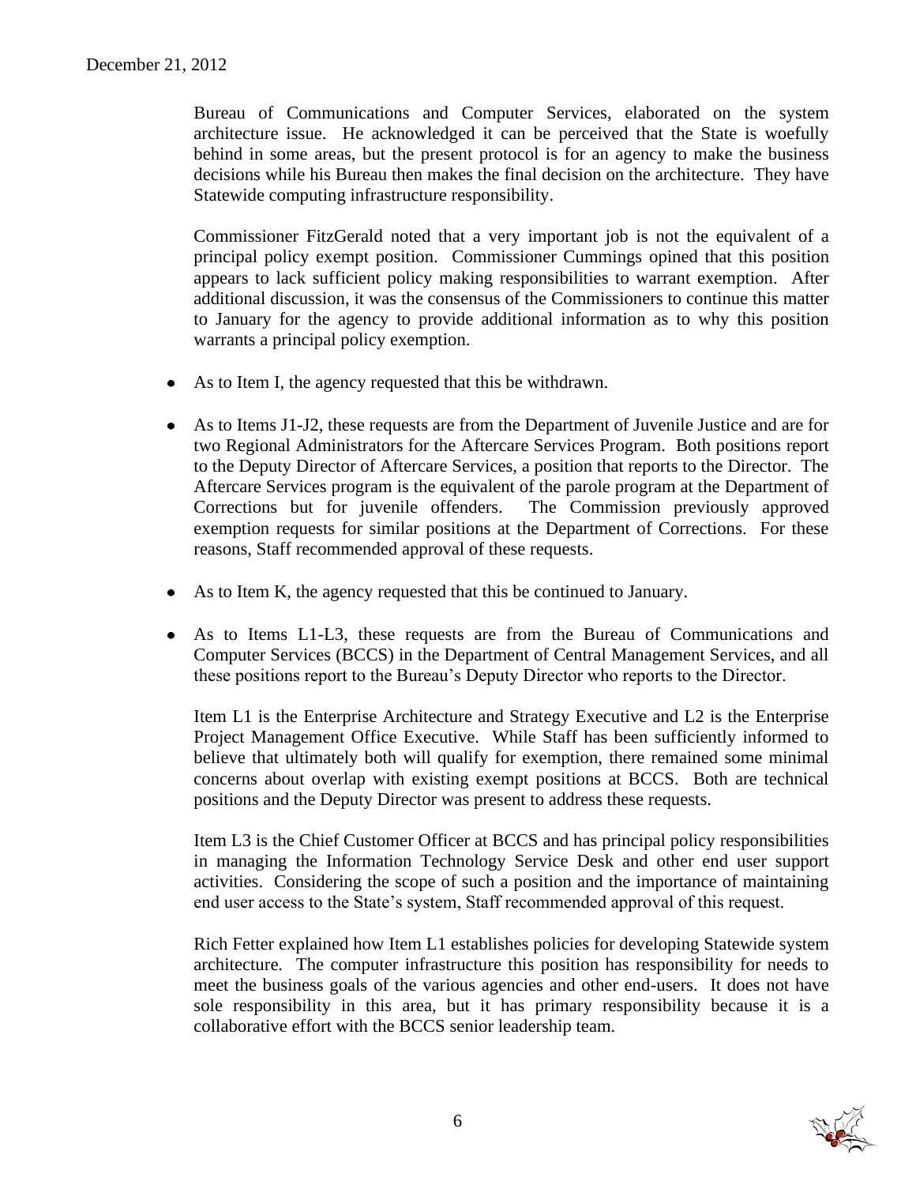Bureau of Communications and Computer Services, elaborated on the system architecture issue. He acknowledged it can be perceived that the State is woefully behind in some areas, but the present protocol is for an agency to make the business decisions while his Bureau then makes the final decision on the architecture. They have Statewide computing infrastructure responsibility.

Commissioner FitzGerald noted that a very important job is not the equivalent of a principal policy exempt position. Commissioner Cummings opined that this position appears to lack sufficient policy making responsibilities to warrant exemption. After additional discussion, it was the consensus of the Commissioners to continue this matter to January for the agency to provide additional information as to why this position warrants a principal policy exemption.

- As to Item I, the agency requested that this be withdrawn.
- As to Items J1-J2, these requests are from the Department of Juvenile Justice and are for two Regional Administrators for the Aftercare Services Program. Both positions report to the Deputy Director of Aftercare Services, a position that reports to the Director. The Aftercare Services program is the equivalent of the parole program at the Department of Corrections but for juvenile offenders. The Commission previously approved exemption requests for similar positions at the Department of Corrections. For these reasons, Staff recommended approval of these requests.
- As to Item K, the agency requested that this be continued to January.
- As to Items L1-L3, these requests are from the Bureau of Communications and Computer Services (BCCS) in the Department of Central Management Services, and all these positions report to the Bureau's Deputy Director who reports to the Director.

  Item L1 is the Enterprise Architecture and Strategy Executive and L2 is the Enterprise Project Management Office Executive. While Staff has been sufficiently informed to believe that ultimately both will qualify for exemption, there remained some minimal concerns about overlap with existing exempt positions at BCCS. Both are technical positions and the Deputy Director was present to address these requests.

  Item L3 is the Chief Customer Officer at BCCS and has principal policy responsibilities in managing the Information Technology Service Desk and other end user support activities. Considering the scope of such a position and the importance of maintaining end user access to the State's system, Staff recommended approval of this request.

  Rich Fetter explained how Item L1 establishes policies for developing Statewide system architecture. The computer infrastructure this position has responsibility for needs to meet the business goals of the various agencies and other end-users. It does not have sole responsibility in this area, but it has primary responsibility because it is a collaborative effort with the BCCS senior leadership team.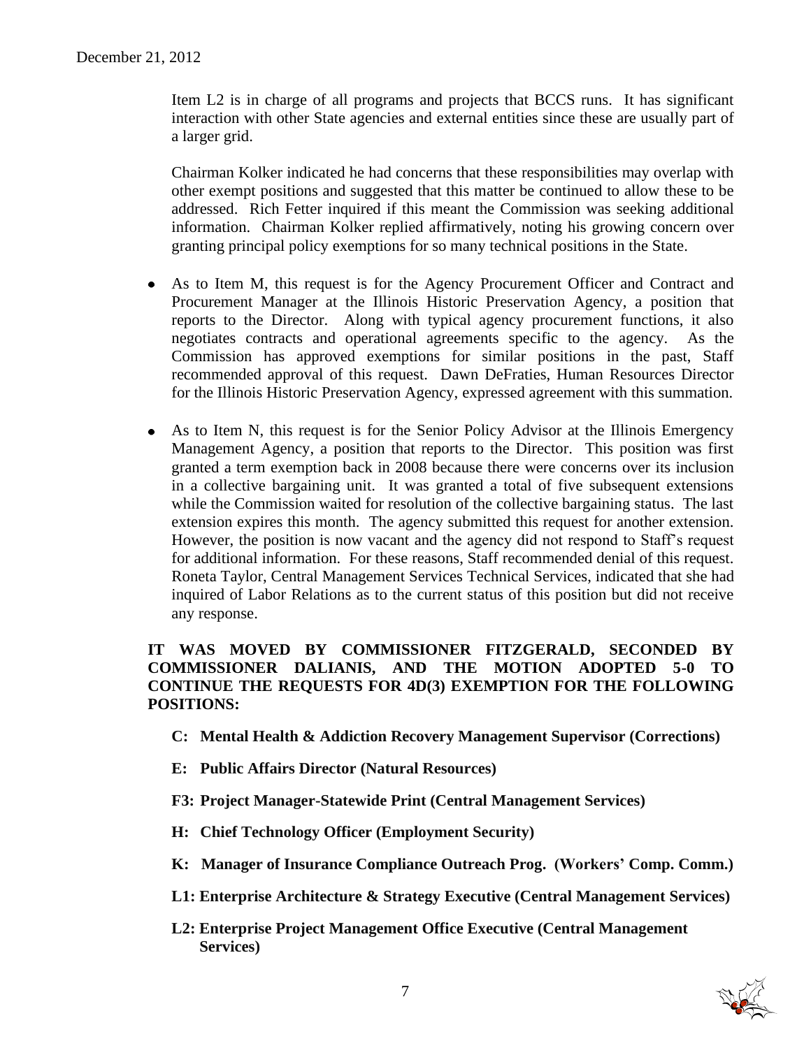Item L2 is in charge of all programs and projects that BCCS runs. It has significant interaction with other State agencies and external entities since these are usually part of a larger grid.

Chairman Kolker indicated he had concerns that these responsibilities may overlap with other exempt positions and suggested that this matter be continued to allow these to be addressed. Rich Fetter inquired if this meant the Commission was seeking additional information. Chairman Kolker replied affirmatively, noting his growing concern over granting principal policy exemptions for so many technical positions in the State.

- As to Item M, this request is for the Agency Procurement Officer and Contract and Procurement Manager at the Illinois Historic Preservation Agency, a position that reports to the Director. Along with typical agency procurement functions, it also negotiates contracts and operational agreements specific to the agency. As the Commission has approved exemptions for similar positions in the past, Staff recommended approval of this request. Dawn DeFraties, Human Resources Director for the Illinois Historic Preservation Agency, expressed agreement with this summation.

- As to Item N, this request is for the Senior Policy Advisor at the Illinois Emergency Management Agency, a position that reports to the Director. This position was first granted a term exemption back in 2008 because there were concerns over its inclusion in a collective bargaining unit. It was granted a total of five subsequent extensions while the Commission waited for resolution of the collective bargaining status. The last extension expires this month. The agency submitted this request for another extension. However, the position is now vacant and the agency did not respond to Staff's request for additional information. For these reasons, Staff recommended denial of this request. Roneta Taylor, Central Management Services Technical Services, indicated that she had inquired of Labor Relations as to the current status of this position but did not receive any response.

**IT WAS MOVED BY COMMISSIONER FITZGERALD, SECONDED BY COMMISSIONER DALIANIS, AND THE MOTION ADOPTED 5-0 TO CONTINUE THE REQUESTS FOR 4D(3) EXEMPTION FOR THE FOLLOWING POSITIONS:**

- **C: Mental Health & Addiction Recovery Management Supervisor (Corrections)**
- **E: Public Affairs Director (Natural Resources)**
- **F3: Project Manager-Statewide Print (Central Management Services)**
- **H: Chief Technology Officer (Employment Security)**
- **K: Manager of Insurance Compliance Outreach Prog. (Workers' Comp. Comm.)**
- **L1: Enterprise Architecture & Strategy Executive (Central Management Services)**
- **L2: Enterprise Project Management Office Executive (Central Management Services)**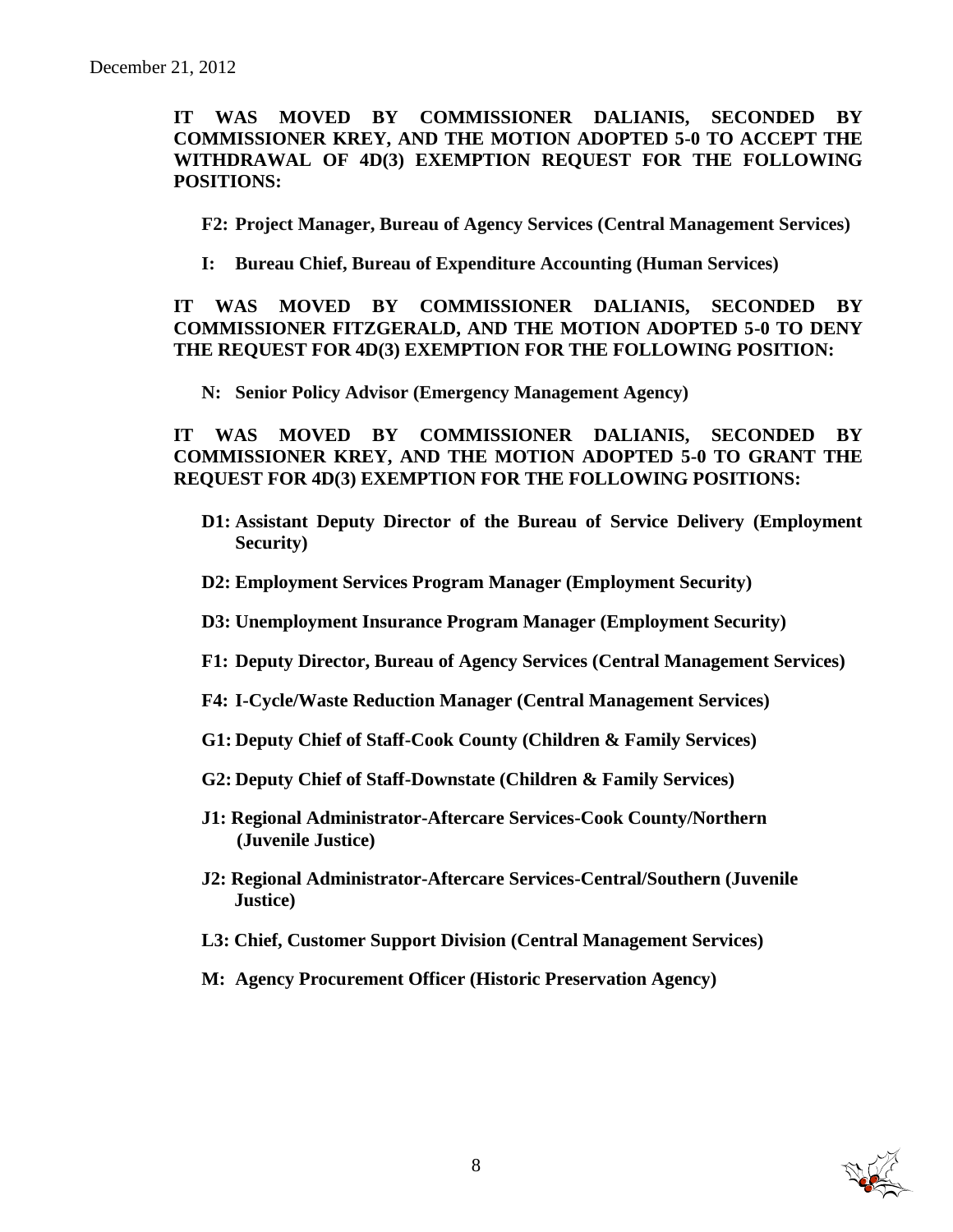**IT WAS MOVED BY COMMISSIONER DALIANIS, SECONDED BY COMMISSIONER KREY, AND THE MOTION ADOPTED 5-0 TO ACCEPT THE WITHDRAWAL OF 4D(3) EXEMPTION REQUEST FOR THE FOLLOWING POSITIONS:**

**F2: Project Manager, Bureau of Agency Services (Central Management Services)**

**I: Bureau Chief, Bureau of Expenditure Accounting (Human Services)**

**IT WAS MOVED BY COMMISSIONER DALIANIS, SECONDED BY COMMISSIONER FITZGERALD, AND THE MOTION ADOPTED 5-0 TO DENY THE REQUEST FOR 4D(3) EXEMPTION FOR THE FOLLOWING POSITION:**

**N: Senior Policy Advisor (Emergency Management Agency)**

**IT WAS MOVED BY COMMISSIONER DALIANIS, SECONDED BY COMMISSIONER KREY, AND THE MOTION ADOPTED 5-0 TO GRANT THE REQUEST FOR 4D(3) EXEMPTION FOR THE FOLLOWING POSITIONS:**

**D1: Assistant Deputy Director of the Bureau of Service Delivery (Employment Security)**

**D2: Employment Services Program Manager (Employment Security)**

**D3: Unemployment Insurance Program Manager (Employment Security)**

**F1: Deputy Director, Bureau of Agency Services (Central Management Services)**

**F4: I-Cycle/Waste Reduction Manager (Central Management Services)**

**G1: Deputy Chief of Staff-Cook County (Children & Family Services)**

**G2: Deputy Chief of Staff-Downstate (Children & Family Services)**

**J1: Regional Administrator-Aftercare Services-Cook County/Northern (Juvenile Justice)**

**J2: Regional Administrator-Aftercare Services-Central/Southern (Juvenile Justice)**

**L3: Chief, Customer Support Division (Central Management Services)**

**M: Agency Procurement Officer (Historic Preservation Agency)**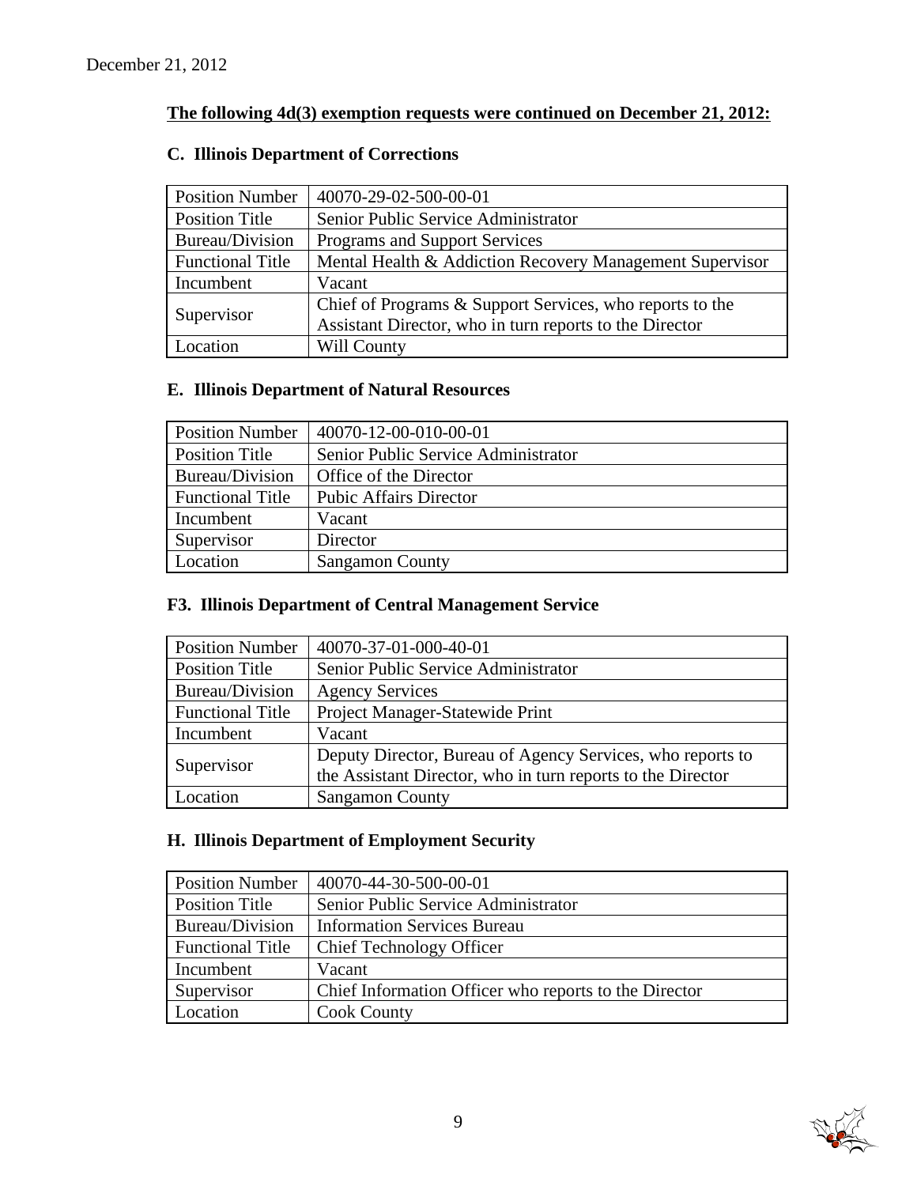December 21, 2012

**The following 4d(3) exemption requests were continued on December 21, 2012:**

### C. Illinois Department of Corrections

| Position Number | 40070-29-02-500-00-01 |
|---|---|
| Position Title | Senior Public Service Administrator |
| Bureau/Division | Programs and Support Services |
| Functional Title | Mental Health & Addiction Recovery Management Supervisor |
| Incumbent | Vacant |
| Supervisor | Chief of Programs & Support Services, who reports to the Assistant Director, who in turn reports to the Director |
| Location | Will County |

### E. Illinois Department of Natural Resources

| Position Number | 40070-12-00-010-00-01 |
|---|---|
| Position Title | Senior Public Service Administrator |
| Bureau/Division | Office of the Director |
| Functional Title | Pubic Affairs Director |
| Incumbent | Vacant |
| Supervisor | Director |
| Location | Sangamon County |

### F3. Illinois Department of Central Management Service

| Position Number | 40070-37-01-000-40-01 |
|---|---|
| Position Title | Senior Public Service Administrator |
| Bureau/Division | Agency Services |
| Functional Title | Project Manager-Statewide Print |
| Incumbent | Vacant |
| Supervisor | Deputy Director, Bureau of Agency Services, who reports to the Assistant Director, who in turn reports to the Director |
| Location | Sangamon County |

### H. Illinois Department of Employment Security

| Position Number | 40070-44-30-500-00-01 |
|---|---|
| Position Title | Senior Public Service Administrator |
| Bureau/Division | Information Services Bureau |
| Functional Title | Chief Technology Officer |
| Incumbent | Vacant |
| Supervisor | Chief Information Officer who reports to the Director |
| Location | Cook County |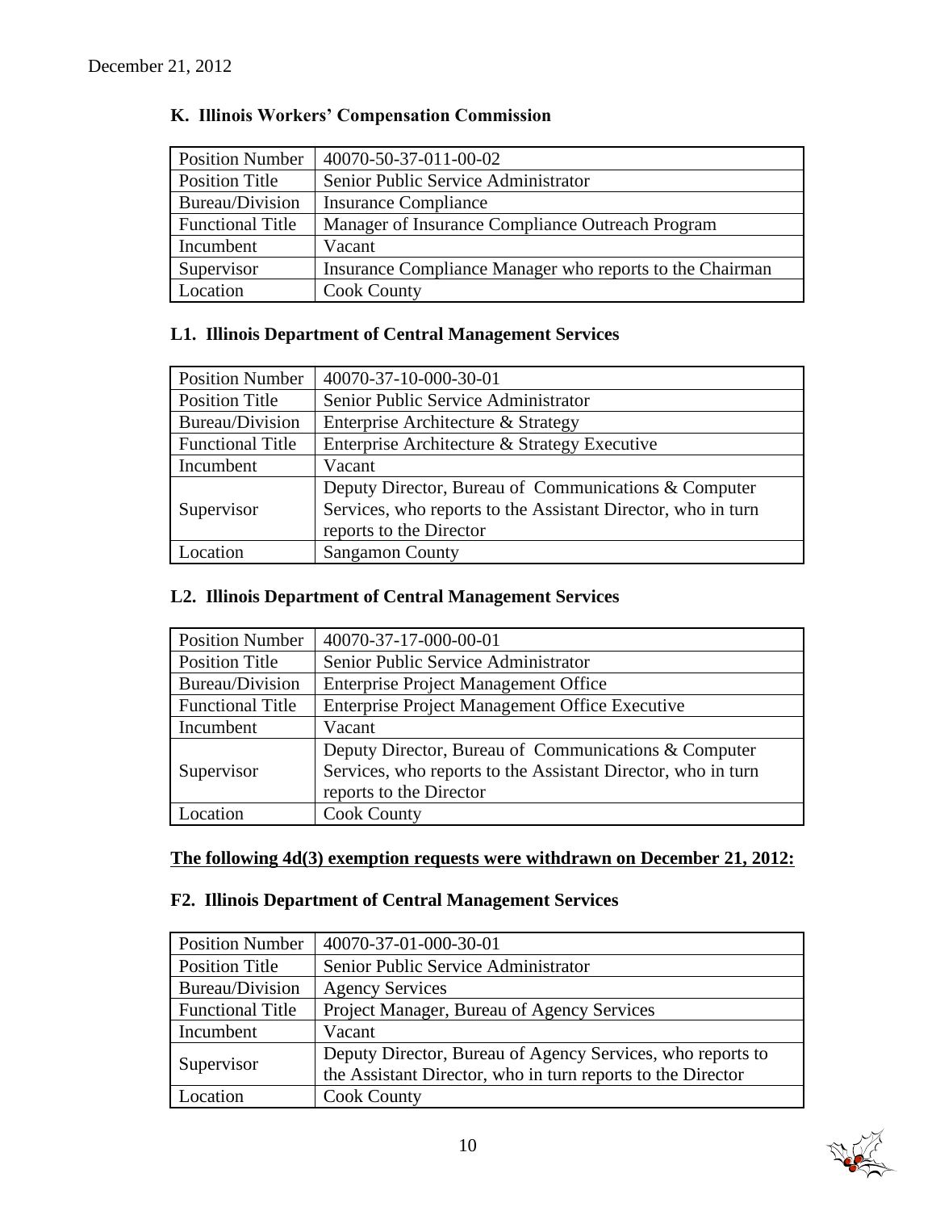December 21, 2012

### K. Illinois Workers' Compensation Commission

| Position Number | 40070-50-37-011-00-02 |
|---|---|
| Position Title | Senior Public Service Administrator |
| Bureau/Division | Insurance Compliance |
| Functional Title | Manager of Insurance Compliance Outreach Program |
| Incumbent | Vacant |
| Supervisor | Insurance Compliance Manager who reports to the Chairman |
| Location | Cook County |

### L1. Illinois Department of Central Management Services

| Position Number | 40070-37-10-000-30-01 |
|---|---|
| Position Title | Senior Public Service Administrator |
| Bureau/Division | Enterprise Architecture & Strategy |
| Functional Title | Enterprise Architecture & Strategy Executive |
| Incumbent | Vacant |
| Supervisor | Deputy Director, Bureau of Communications & Computer Services, who reports to the Assistant Director, who in turn reports to the Director |
| Location | Sangamon County |

### L2. Illinois Department of Central Management Services

| Position Number | 40070-37-17-000-00-01 |
|---|---|
| Position Title | Senior Public Service Administrator |
| Bureau/Division | Enterprise Project Management Office |
| Functional Title | Enterprise Project Management Office Executive |
| Incumbent | Vacant |
| Supervisor | Deputy Director, Bureau of Communications & Computer Services, who reports to the Assistant Director, who in turn reports to the Director |
| Location | Cook County |

**The following 4d(3) exemption requests were withdrawn on December 21, 2012:**

### F2. Illinois Department of Central Management Services

| Position Number | 40070-37-01-000-30-01 |
|---|---|
| Position Title | Senior Public Service Administrator |
| Bureau/Division | Agency Services |
| Functional Title | Project Manager, Bureau of Agency Services |
| Incumbent | Vacant |
| Supervisor | Deputy Director, Bureau of Agency Services, who reports to the Assistant Director, who in turn reports to the Director |
| Location | Cook County |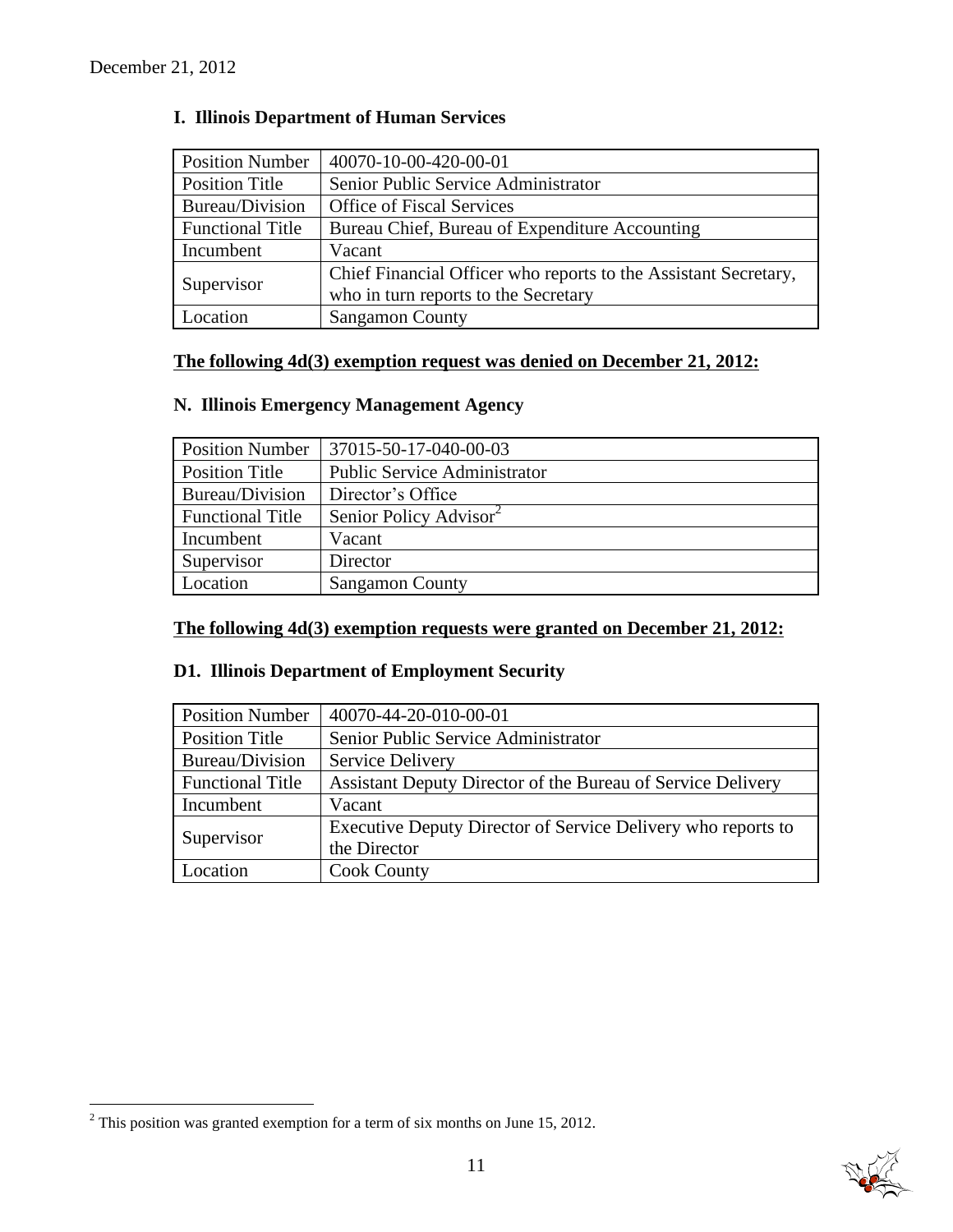## I. Illinois Department of Human Services

| Position Number | 40070-10-00-420-00-01 |
|---|---|
| Position Title | Senior Public Service Administrator |
| Bureau/Division | Office of Fiscal Services |
| Functional Title | Bureau Chief, Bureau of Expenditure Accounting |
| Incumbent | Vacant |
| Supervisor | Chief Financial Officer who reports to the Assistant Secretary, who in turn reports to the Secretary |
| Location | Sangamon County |

**The following 4d(3) exemption request was denied on December 21, 2012:**

## N. Illinois Emergency Management Agency

| Position Number | 37015-50-17-040-00-03 |
|---|---|
| Position Title | Public Service Administrator |
| Bureau/Division | Director's Office |
| Functional Title | Senior Policy Advisor[2] |
| Incumbent | Vacant |
| Supervisor | Director |
| Location | Sangamon County |

**The following 4d(3) exemption requests were granted on December 21, 2012:**

## D1. Illinois Department of Employment Security

| Position Number | 40070-44-20-010-00-01 |
|---|---|
| Position Title | Senior Public Service Administrator |
| Bureau/Division | Service Delivery |
| Functional Title | Assistant Deputy Director of the Bureau of Service Delivery |
| Incumbent | Vacant |
| Supervisor | Executive Deputy Director of Service Delivery who reports to the Director |
| Location | Cook County |

[2] This position was granted exemption for a term of six months on June 15, 2012.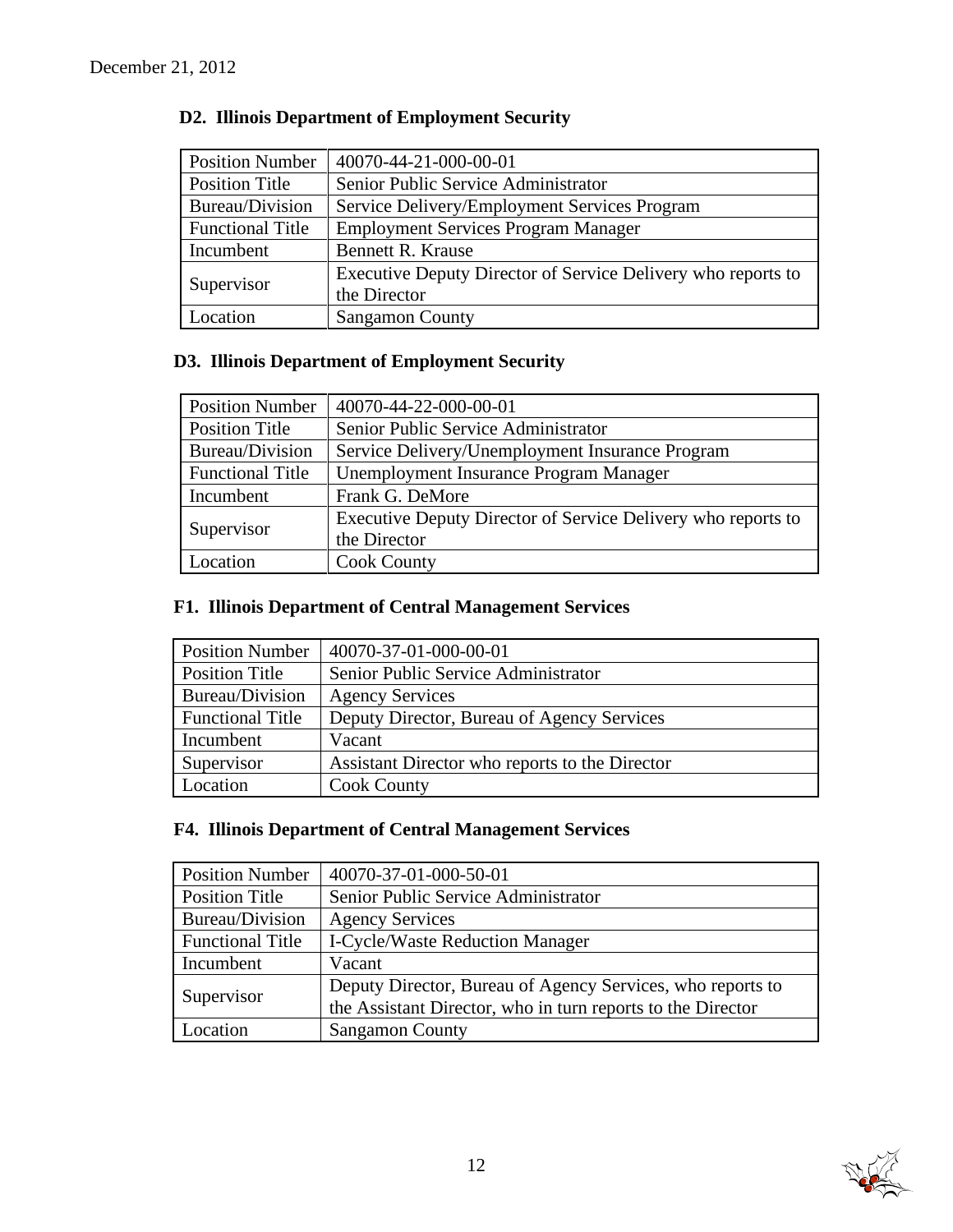December 21, 2012

## D2. Illinois Department of Employment Security

| Position Number | 40070-44-21-000-00-01 |
|---|---|
| Position Title | Senior Public Service Administrator |
| Bureau/Division | Service Delivery/Employment Services Program |
| Functional Title | Employment Services Program Manager |
| Incumbent | Bennett R. Krause |
| Supervisor | Executive Deputy Director of Service Delivery who reports to the Director |
| Location | Sangamon County |

## D3. Illinois Department of Employment Security

| Position Number | 40070-44-22-000-00-01 |
|---|---|
| Position Title | Senior Public Service Administrator |
| Bureau/Division | Service Delivery/Unemployment Insurance Program |
| Functional Title | Unemployment Insurance Program Manager |
| Incumbent | Frank G. DeMore |
| Supervisor | Executive Deputy Director of Service Delivery who reports to the Director |
| Location | Cook County |

## F1. Illinois Department of Central Management Services

| Position Number | 40070-37-01-000-00-01 |
|---|---|
| Position Title | Senior Public Service Administrator |
| Bureau/Division | Agency Services |
| Functional Title | Deputy Director, Bureau of Agency Services |
| Incumbent | Vacant |
| Supervisor | Assistant Director who reports to the Director |
| Location | Cook County |

## F4. Illinois Department of Central Management Services

| Position Number | 40070-37-01-000-50-01 |
|---|---|
| Position Title | Senior Public Service Administrator |
| Bureau/Division | Agency Services |
| Functional Title | I-Cycle/Waste Reduction Manager |
| Incumbent | Vacant |
| Supervisor | Deputy Director, Bureau of Agency Services, who reports to the Assistant Director, who in turn reports to the Director |
| Location | Sangamon County |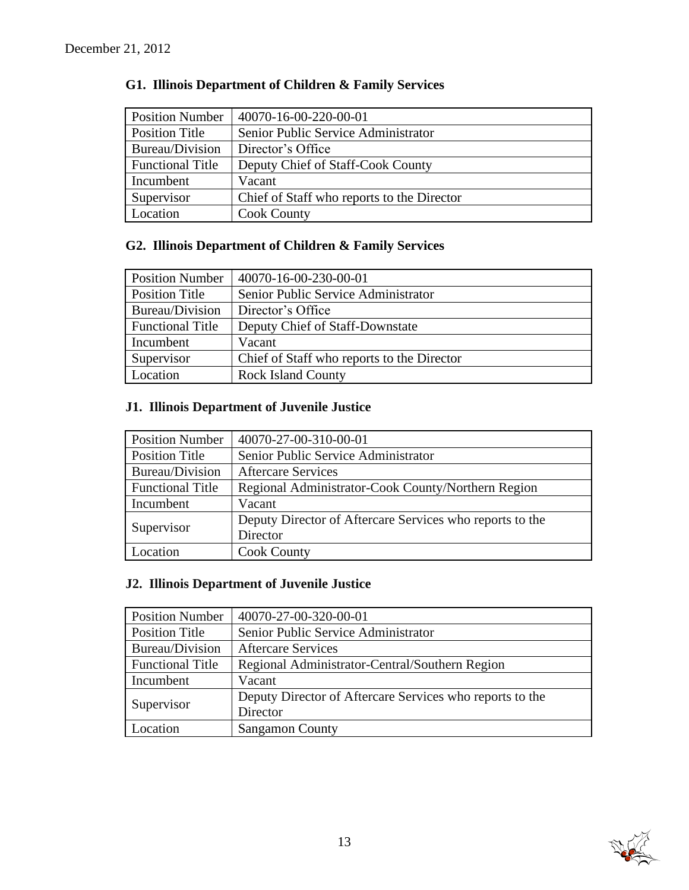December 21, 2012

### G1. Illinois Department of Children & Family Services

| Position Number | 40070-16-00-220-00-01 |
|---|---|
| Position Title | Senior Public Service Administrator |
| Bureau/Division | Director's Office |
| Functional Title | Deputy Chief of Staff-Cook County |
| Incumbent | Vacant |
| Supervisor | Chief of Staff who reports to the Director |
| Location | Cook County |

### G2. Illinois Department of Children & Family Services

| Position Number | 40070-16-00-230-00-01 |
|---|---|
| Position Title | Senior Public Service Administrator |
| Bureau/Division | Director's Office |
| Functional Title | Deputy Chief of Staff-Downstate |
| Incumbent | Vacant |
| Supervisor | Chief of Staff who reports to the Director |
| Location | Rock Island County |

### J1. Illinois Department of Juvenile Justice

| Position Number | 40070-27-00-310-00-01 |
|---|---|
| Position Title | Senior Public Service Administrator |
| Bureau/Division | Aftercare Services |
| Functional Title | Regional Administrator-Cook County/Northern Region |
| Incumbent | Vacant |
| Supervisor | Deputy Director of Aftercare Services who reports to the Director |
| Location | Cook County |

### J2. Illinois Department of Juvenile Justice

| Position Number | 40070-27-00-320-00-01 |
|---|---|
| Position Title | Senior Public Service Administrator |
| Bureau/Division | Aftercare Services |
| Functional Title | Regional Administrator-Central/Southern Region |
| Incumbent | Vacant |
| Supervisor | Deputy Director of Aftercare Services who reports to the Director |
| Location | Sangamon County |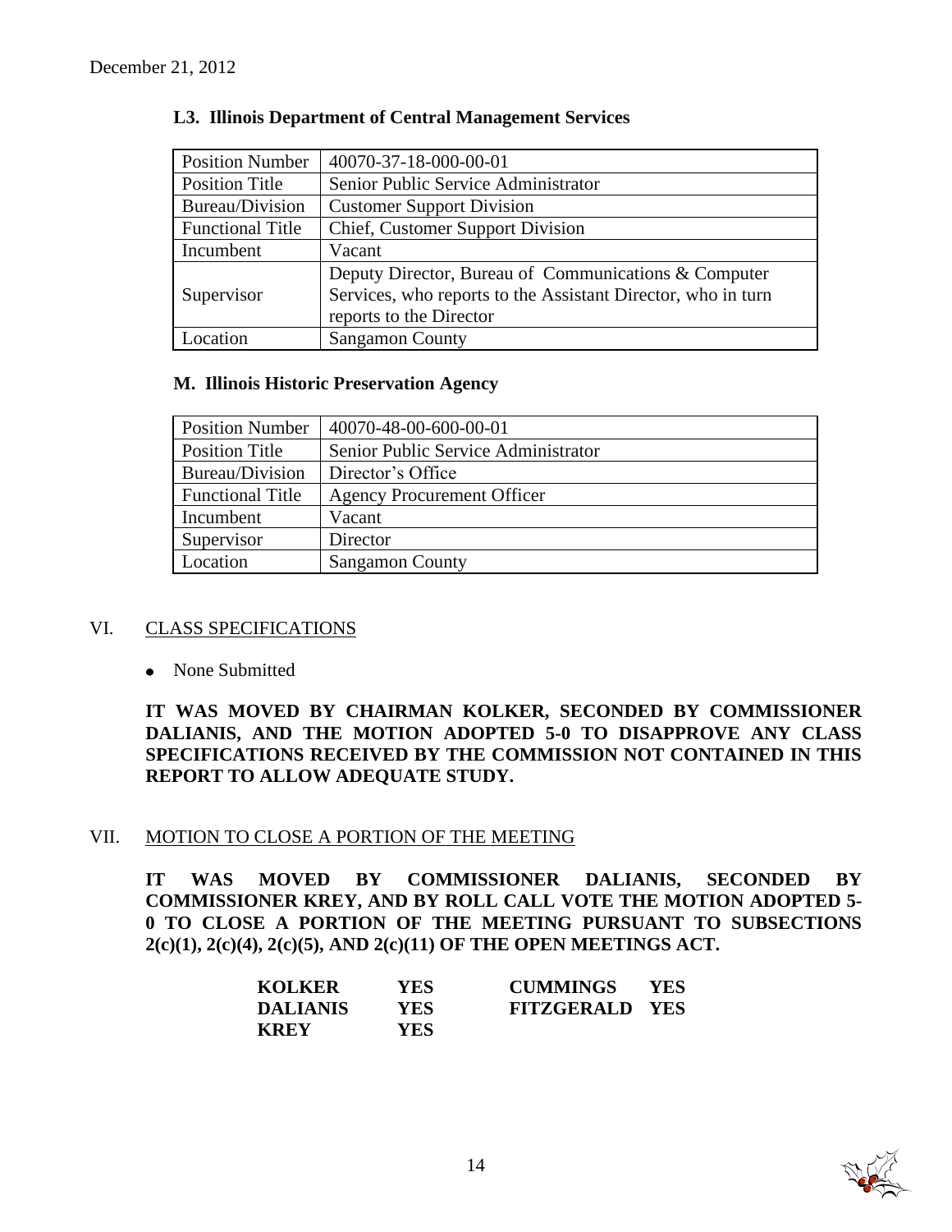December 21, 2012

### L3. Illinois Department of Central Management Services

| Position Number | 40070-37-18-000-00-01 |
|---|---|
| Position Title | Senior Public Service Administrator |
| Bureau/Division | Customer Support Division |
| Functional Title | Chief, Customer Support Division |
| Incumbent | Vacant |
| Supervisor | Deputy Director, Bureau of Communications & Computer Services, who reports to the Assistant Director, who in turn reports to the Director |
| Location | Sangamon County |

### M. Illinois Historic Preservation Agency

| Position Number | 40070-48-00-600-00-01 |
|---|---|
| Position Title | Senior Public Service Administrator |
| Bureau/Division | Director's Office |
| Functional Title | Agency Procurement Officer |
| Incumbent | Vacant |
| Supervisor | Director |
| Location | Sangamon County |

## VI. CLASS SPECIFICATIONS

- None Submitted

**IT WAS MOVED BY CHAIRMAN KOLKER, SECONDED BY COMMISSIONER DALIANIS, AND THE MOTION ADOPTED 5-0 TO DISAPPROVE ANY CLASS SPECIFICATIONS RECEIVED BY THE COMMISSION NOT CONTAINED IN THIS REPORT TO ALLOW ADEQUATE STUDY.**

## VII. MOTION TO CLOSE A PORTION OF THE MEETING

**IT WAS MOVED BY COMMISSIONER DALIANIS, SECONDED BY COMMISSIONER KREY, AND BY ROLL CALL VOTE THE MOTION ADOPTED 5-0 TO CLOSE A PORTION OF THE MEETING PURSUANT TO SUBSECTIONS 2(c)(1), 2(c)(4), 2(c)(5), AND 2(c)(11) OF THE OPEN MEETINGS ACT.**

| | | | |
|---|---|---|---|
| **KOLKER** | **YES** | **CUMMINGS** | **YES** |
| **DALIANIS** | **YES** | **FITZGERALD** | **YES** |
| **KREY** | **YES** | | |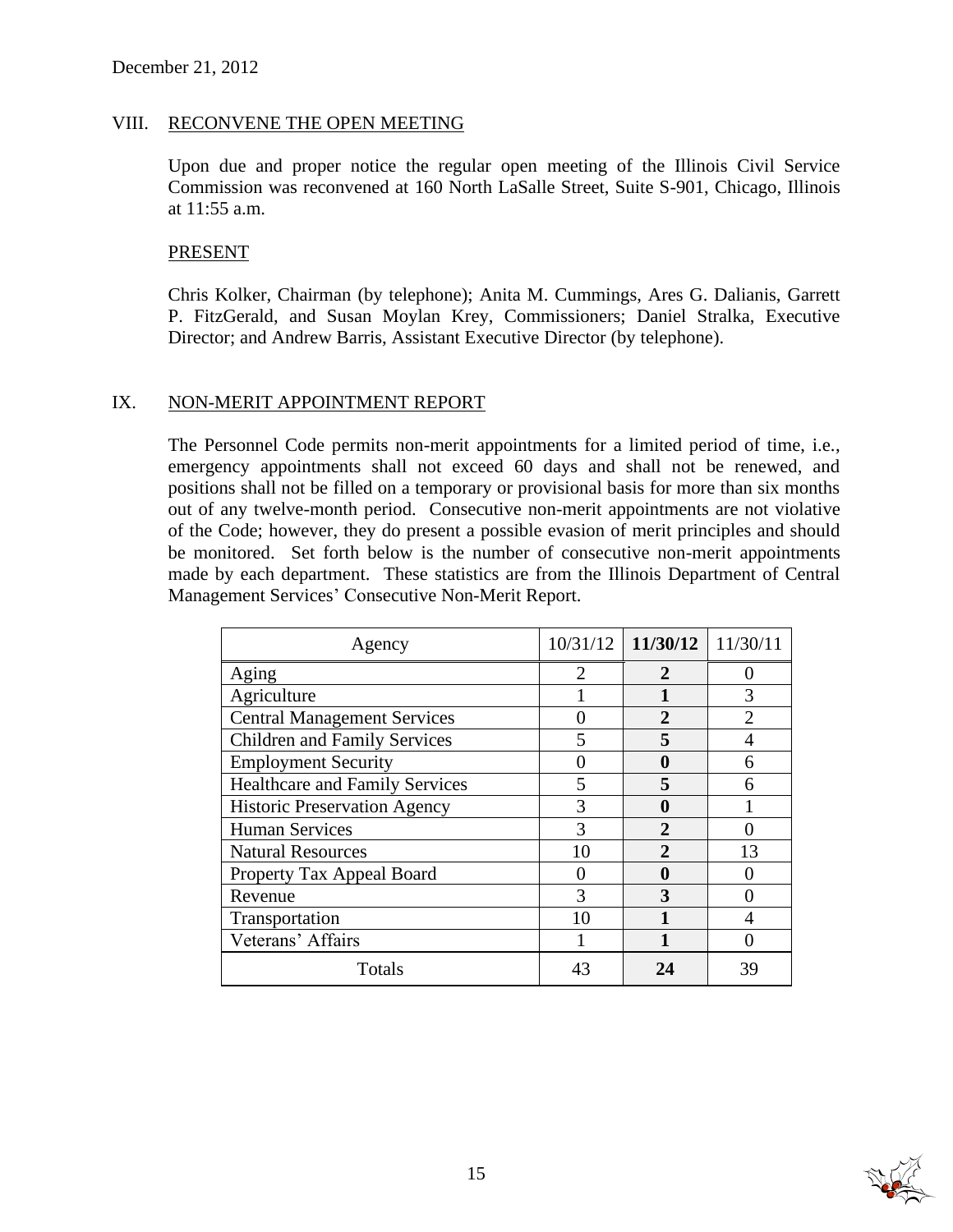December 21, 2012

## VIII. RECONVENE THE OPEN MEETING

Upon due and proper notice the regular open meeting of the Illinois Civil Service Commission was reconvened at 160 North LaSalle Street, Suite S-901, Chicago, Illinois at 11:55 a.m.

### PRESENT

Chris Kolker, Chairman (by telephone); Anita M. Cummings, Ares G. Dalianis, Garrett P. FitzGerald, and Susan Moylan Krey, Commissioners; Daniel Stralka, Executive Director; and Andrew Barris, Assistant Executive Director (by telephone).

## IX. NON-MERIT APPOINTMENT REPORT

The Personnel Code permits non-merit appointments for a limited period of time, i.e., emergency appointments shall not exceed 60 days and shall not be renewed, and positions shall not be filled on a temporary or provisional basis for more than six months out of any twelve-month period. Consecutive non-merit appointments are not violative of the Code; however, they do present a possible evasion of merit principles and should be monitored. Set forth below is the number of consecutive non-merit appointments made by each department. These statistics are from the Illinois Department of Central Management Services' Consecutive Non-Merit Report.

| Agency | 10/31/12 | **11/30/12** | 11/30/11 |
|---|---|---|---|
| Aging | 2 | **2** | 0 |
| Agriculture | 1 | **1** | 3 |
| Central Management Services | 0 | **2** | 2 |
| Children and Family Services | 5 | **5** | 4 |
| Employment Security | 0 | **0** | 6 |
| Healthcare and Family Services | 5 | **5** | 6 |
| Historic Preservation Agency | 3 | **0** | 1 |
| Human Services | 3 | **2** | 0 |
| Natural Resources | 10 | **2** | 13 |
| Property Tax Appeal Board | 0 | **0** | 0 |
| Revenue | 3 | **3** | 0 |
| Transportation | 10 | **1** | 4 |
| Veterans' Affairs | 1 | **1** | 0 |
| Totals | 43 | **24** | 39 |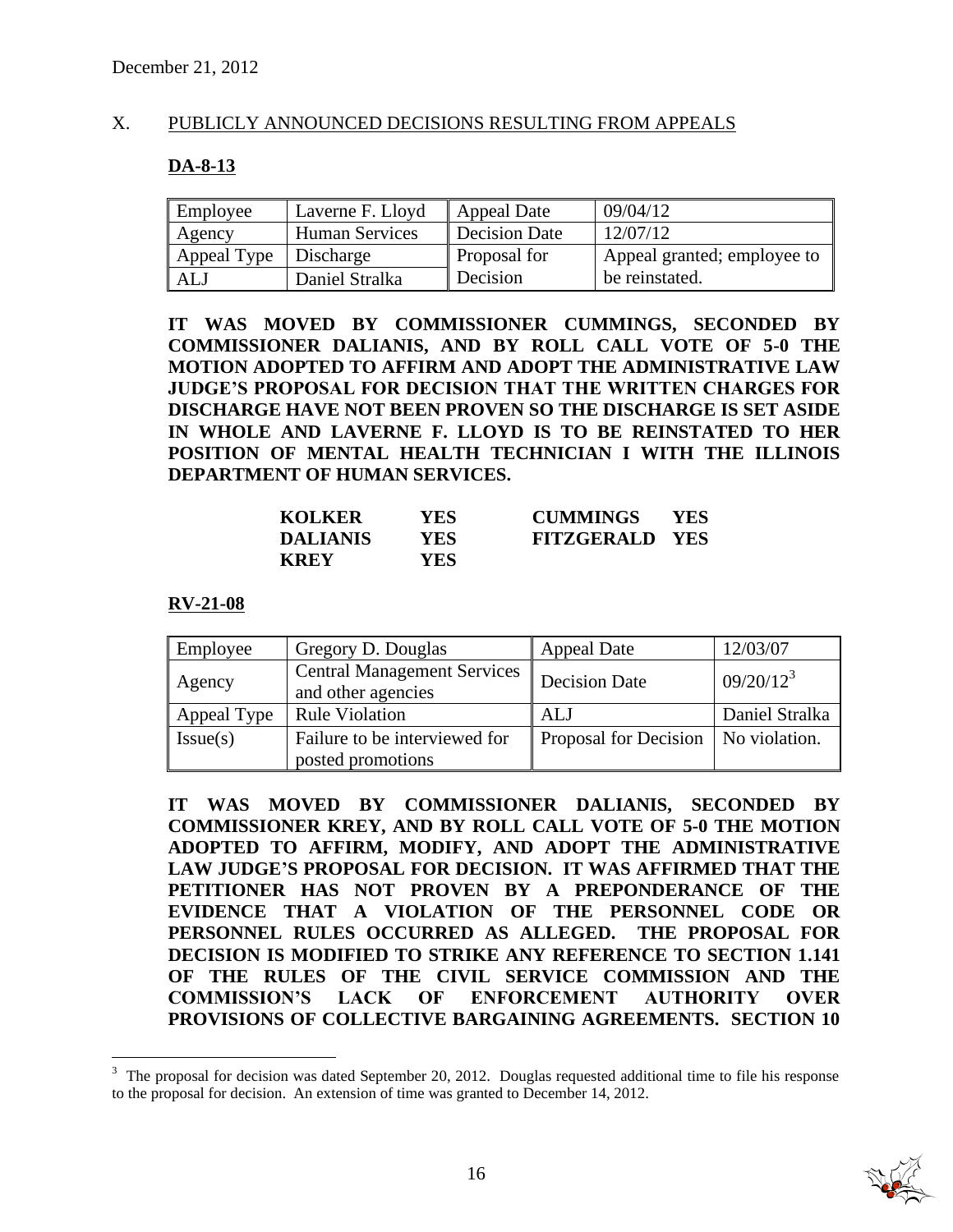December 21, 2012

## X. PUBLICLY ANNOUNCED DECISIONS RESULTING FROM APPEALS

### DA-8-13

| Employee | Laverne F. Lloyd | Appeal Date | 09/04/12 |
|---|---|---|---|
| Agency | Human Services | Decision Date | 12/07/12 |
| Appeal Type | Discharge | Proposal for Decision | Appeal granted; employee to be reinstated. |
| ALJ | Daniel Stralka | | |

**IT WAS MOVED BY COMMISSIONER CUMMINGS, SECONDED BY COMMISSIONER DALIANIS, AND BY ROLL CALL VOTE OF 5-0 THE MOTION ADOPTED TO AFFIRM AND ADOPT THE ADMINISTRATIVE LAW JUDGE'S PROPOSAL FOR DECISION THAT THE WRITTEN CHARGES FOR DISCHARGE HAVE NOT BEEN PROVEN SO THE DISCHARGE IS SET ASIDE IN WHOLE AND LAVERNE F. LLOYD IS TO BE REINSTATED TO HER POSITION OF MENTAL HEALTH TECHNICIAN I WITH THE ILLINOIS DEPARTMENT OF HUMAN SERVICES.**

| | | | |
|---|---|---|---|
| **KOLKER** | **YES** | **CUMMINGS** | **YES** |
| **DALIANIS** | **YES** | **FITZGERALD** | **YES** |
| **KREY** | **YES** | | |

### RV-21-08

| Employee | Gregory D. Douglas | Appeal Date | 12/03/07 |
|---|---|---|---|
| Agency | Central Management Services and other agencies | Decision Date | 09/20/12[3] |
| Appeal Type | Rule Violation | ALJ | Daniel Stralka |
| Issue(s) | Failure to be interviewed for posted promotions | Proposal for Decision | No violation. |

**IT WAS MOVED BY COMMISSIONER DALIANIS, SECONDED BY COMMISSIONER KREY, AND BY ROLL CALL VOTE OF 5-0 THE MOTION ADOPTED TO AFFIRM, MODIFY, AND ADOPT THE ADMINISTRATIVE LAW JUDGE'S PROPOSAL FOR DECISION. IT WAS AFFIRMED THAT THE PETITIONER HAS NOT PROVEN BY A PREPONDERANCE OF THE EVIDENCE THAT A VIOLATION OF THE PERSONNEL CODE OR PERSONNEL RULES OCCURRED AS ALLEGED. THE PROPOSAL FOR DECISION IS MODIFIED TO STRIKE ANY REFERENCE TO SECTION 1.141 OF THE RULES OF THE CIVIL SERVICE COMMISSION AND THE COMMISSION'S LACK OF ENFORCEMENT AUTHORITY OVER PROVISIONS OF COLLECTIVE BARGAINING AGREEMENTS. SECTION 10**

---

[3] The proposal for decision was dated September 20, 2012. Douglas requested additional time to file his response to the proposal for decision. An extension of time was granted to December 14, 2012.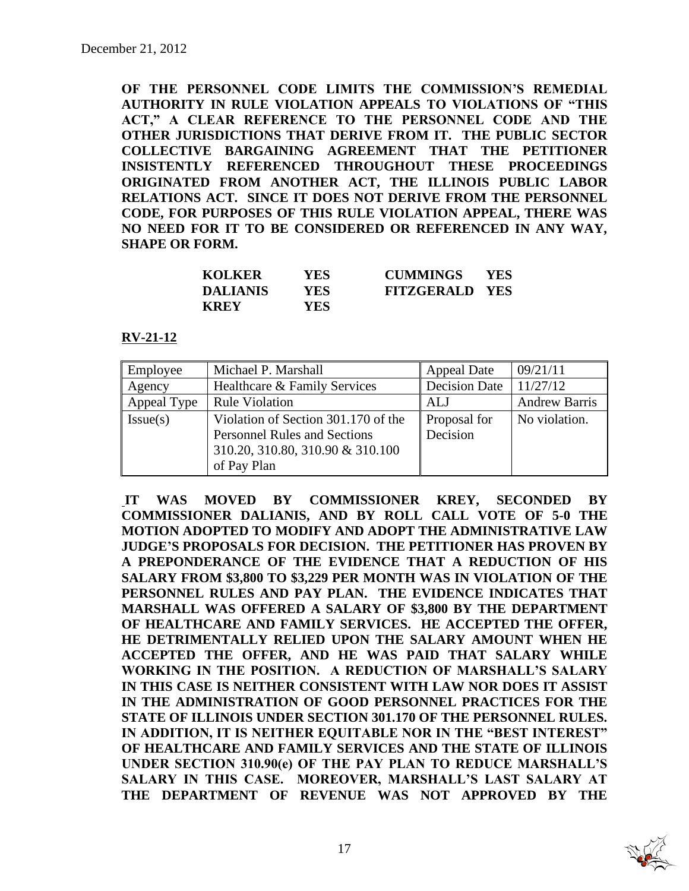**OF THE PERSONNEL CODE LIMITS THE COMMISSION'S REMEDIAL AUTHORITY IN RULE VIOLATION APPEALS TO VIOLATIONS OF "THIS ACT," A CLEAR REFERENCE TO THE PERSONNEL CODE AND THE OTHER JURISDICTIONS THAT DERIVE FROM IT. THE PUBLIC SECTOR COLLECTIVE BARGAINING AGREEMENT THAT THE PETITIONER INSISTENTLY REFERENCED THROUGHOUT THESE PROCEEDINGS ORIGINATED FROM ANOTHER ACT, THE ILLINOIS PUBLIC LABOR RELATIONS ACT. SINCE IT DOES NOT DERIVE FROM THE PERSONNEL CODE, FOR PURPOSES OF THIS RULE VIOLATION APPEAL, THERE WAS NO NEED FOR IT TO BE CONSIDERED OR REFERENCED IN ANY WAY, SHAPE OR FORM.**

| | | | |
|---|---|---|---|
| **KOLKER** | **YES** | **CUMMINGS** | **YES** |
| **DALIANIS** | **YES** | **FITZGERALD** | **YES** |
| **KREY** | **YES** | | |

**RV-21-12**

| Employee | Michael P. Marshall | Appeal Date | 09/21/11 |
|---|---|---|---|
| Agency | Healthcare & Family Services | Decision Date | 11/27/12 |
| Appeal Type | Rule Violation | ALJ | Andrew Barris |
| Issue(s) | Violation of Section 301.170 of the Personnel Rules and Sections 310.20, 310.80, 310.90 & 310.100 of Pay Plan | Proposal for Decision | No violation. |

**IT WAS MOVED BY COMMISSIONER KREY, SECONDED BY COMMISSIONER DALIANIS, AND BY ROLL CALL VOTE OF 5-0 THE MOTION ADOPTED TO MODIFY AND ADOPT THE ADMINISTRATIVE LAW JUDGE'S PROPOSALS FOR DECISION. THE PETITIONER HAS PROVEN BY A PREPONDERANCE OF THE EVIDENCE THAT A REDUCTION OF HIS SALARY FROM $3,800 TO $3,229 PER MONTH WAS IN VIOLATION OF THE PERSONNEL RULES AND PAY PLAN. THE EVIDENCE INDICATES THAT MARSHALL WAS OFFERED A SALARY OF $3,800 BY THE DEPARTMENT OF HEALTHCARE AND FAMILY SERVICES. HE ACCEPTED THE OFFER, HE DETRIMENTALLY RELIED UPON THE SALARY AMOUNT WHEN HE ACCEPTED THE OFFER, AND HE WAS PAID THAT SALARY WHILE WORKING IN THE POSITION. A REDUCTION OF MARSHALL'S SALARY IN THIS CASE IS NEITHER CONSISTENT WITH LAW NOR DOES IT ASSIST IN THE ADMINISTRATION OF GOOD PERSONNEL PRACTICES FOR THE STATE OF ILLINOIS UNDER SECTION 301.170 OF THE PERSONNEL RULES. IN ADDITION, IT IS NEITHER EQUITABLE NOR IN THE "BEST INTEREST" OF HEALTHCARE AND FAMILY SERVICES AND THE STATE OF ILLINOIS UNDER SECTION 310.90(e) OF THE PAY PLAN TO REDUCE MARSHALL'S SALARY IN THIS CASE. MOREOVER, MARSHALL'S LAST SALARY AT THE DEPARTMENT OF REVENUE WAS NOT APPROVED BY THE**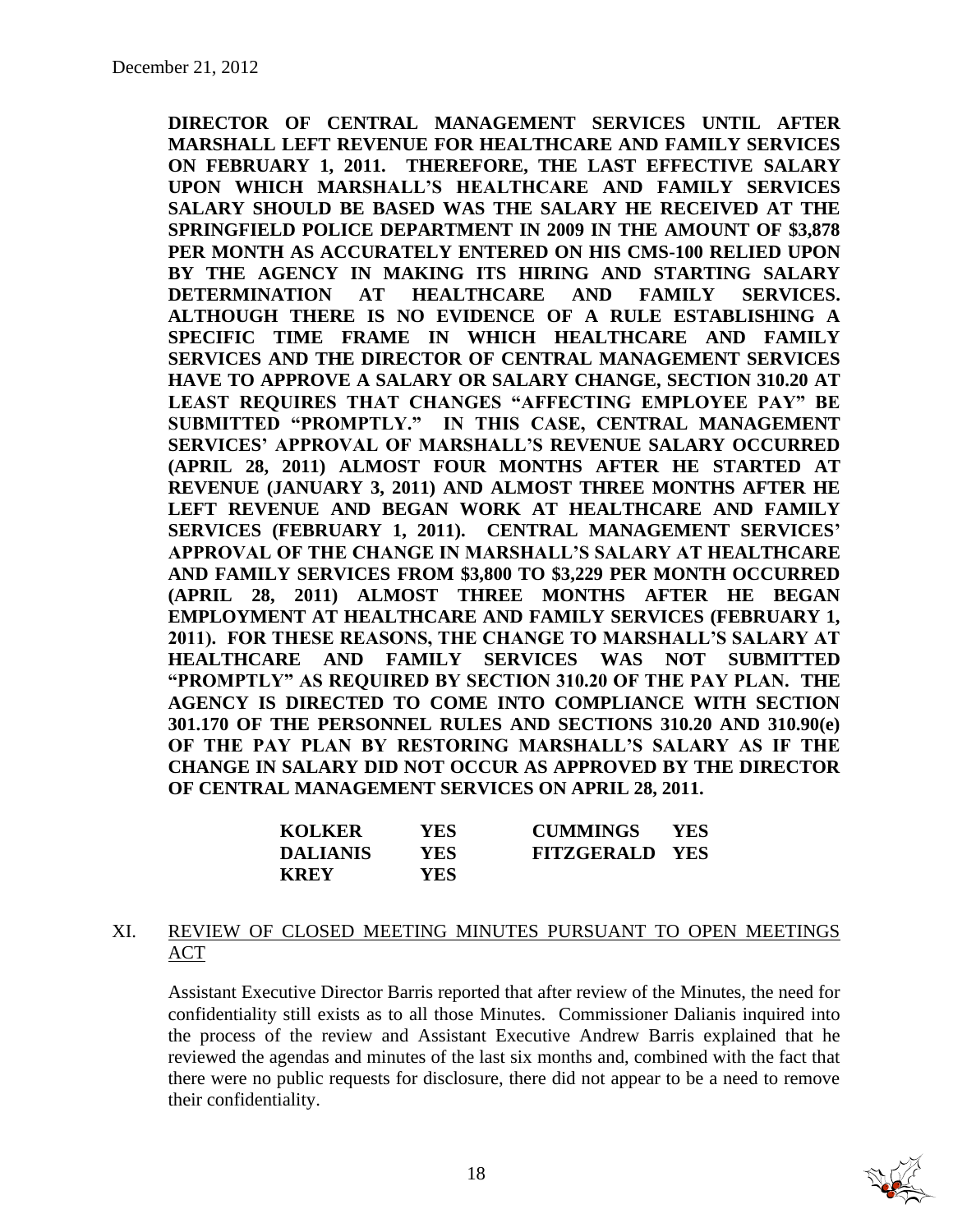**DIRECTOR OF CENTRAL MANAGEMENT SERVICES UNTIL AFTER MARSHALL LEFT REVENUE FOR HEALTHCARE AND FAMILY SERVICES ON FEBRUARY 1, 2011. THEREFORE, THE LAST EFFECTIVE SALARY UPON WHICH MARSHALL'S HEALTHCARE AND FAMILY SERVICES SALARY SHOULD BE BASED WAS THE SALARY HE RECEIVED AT THE SPRINGFIELD POLICE DEPARTMENT IN 2009 IN THE AMOUNT OF \$3,878 PER MONTH AS ACCURATELY ENTERED ON HIS CMS-100 RELIED UPON BY THE AGENCY IN MAKING ITS HIRING AND STARTING SALARY DETERMINATION AT HEALTHCARE AND FAMILY SERVICES. ALTHOUGH THERE IS NO EVIDENCE OF A RULE ESTABLISHING A SPECIFIC TIME FRAME IN WHICH HEALTHCARE AND FAMILY SERVICES AND THE DIRECTOR OF CENTRAL MANAGEMENT SERVICES HAVE TO APPROVE A SALARY OR SALARY CHANGE, SECTION 310.20 AT LEAST REQUIRES THAT CHANGES "AFFECTING EMPLOYEE PAY" BE SUBMITTED "PROMPTLY." IN THIS CASE, CENTRAL MANAGEMENT SERVICES' APPROVAL OF MARSHALL'S REVENUE SALARY OCCURRED (APRIL 28, 2011) ALMOST FOUR MONTHS AFTER HE STARTED AT REVENUE (JANUARY 3, 2011) AND ALMOST THREE MONTHS AFTER HE LEFT REVENUE AND BEGAN WORK AT HEALTHCARE AND FAMILY SERVICES (FEBRUARY 1, 2011). CENTRAL MANAGEMENT SERVICES' APPROVAL OF THE CHANGE IN MARSHALL'S SALARY AT HEALTHCARE AND FAMILY SERVICES FROM \$3,800 TO \$3,229 PER MONTH OCCURRED (APRIL 28, 2011) ALMOST THREE MONTHS AFTER HE BEGAN EMPLOYMENT AT HEALTHCARE AND FAMILY SERVICES (FEBRUARY 1, 2011). FOR THESE REASONS, THE CHANGE TO MARSHALL'S SALARY AT HEALTHCARE AND FAMILY SERVICES WAS NOT SUBMITTED "PROMPTLY" AS REQUIRED BY SECTION 310.20 OF THE PAY PLAN. THE AGENCY IS DIRECTED TO COME INTO COMPLIANCE WITH SECTION 301.170 OF THE PERSONNEL RULES AND SECTIONS 310.20 AND 310.90(e) OF THE PAY PLAN BY RESTORING MARSHALL'S SALARY AS IF THE CHANGE IN SALARY DID NOT OCCUR AS APPROVED BY THE DIRECTOR OF CENTRAL MANAGEMENT SERVICES ON APRIL 28, 2011.**

| | | | |
|---|---|---|---|
| **KOLKER** | **YES** | **CUMMINGS** | **YES** |
| **DALIANIS** | **YES** | **FITZGERALD** | **YES** |
| **KREY** | **YES** | | |

## XI. REVIEW OF CLOSED MEETING MINUTES PURSUANT TO OPEN MEETINGS ACT

Assistant Executive Director Barris reported that after review of the Minutes, the need for confidentiality still exists as to all those Minutes. Commissioner Dalianis inquired into the process of the review and Assistant Executive Andrew Barris explained that he reviewed the agendas and minutes of the last six months and, combined with the fact that there were no public requests for disclosure, there did not appear to be a need to remove their confidentiality.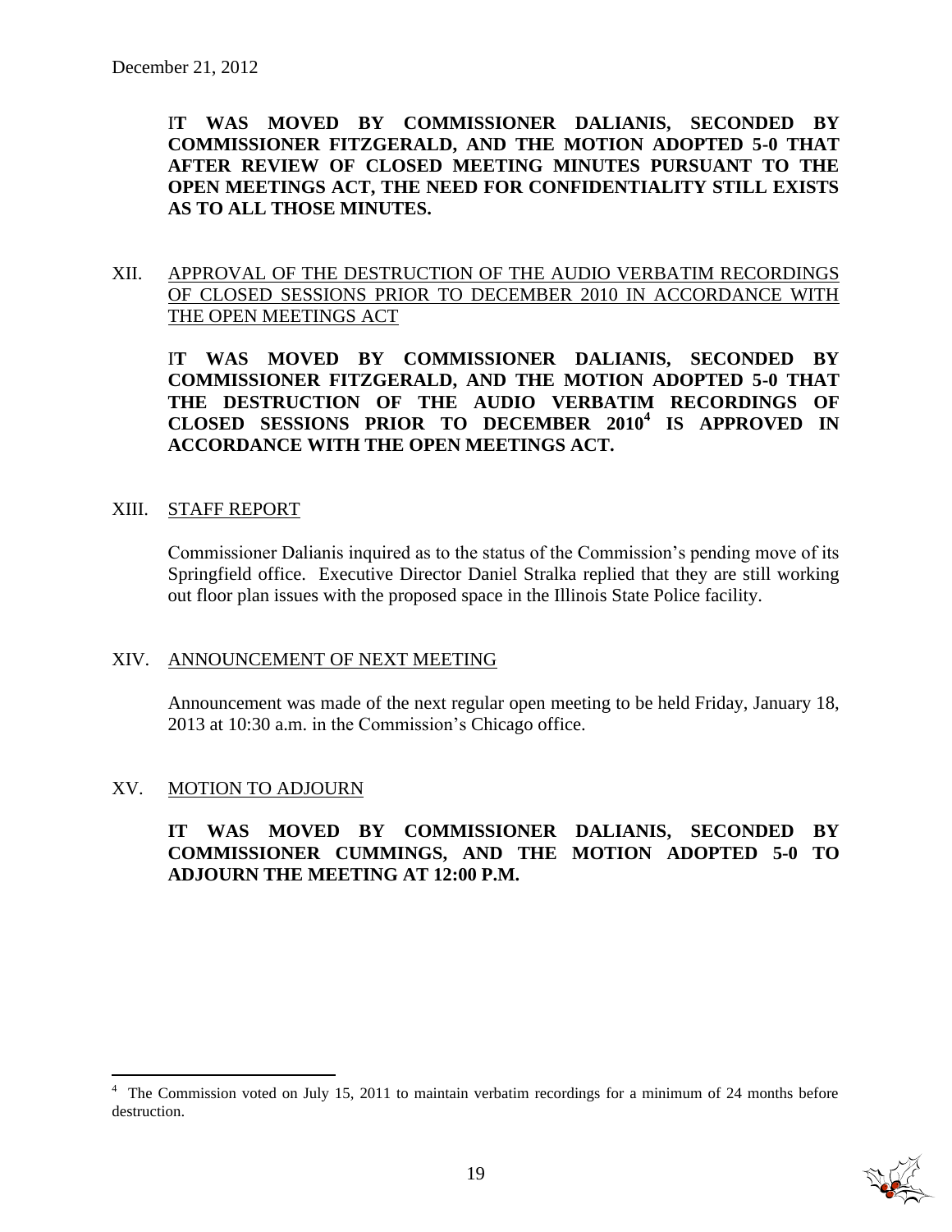**IT WAS MOVED BY COMMISSIONER DALIANIS, SECONDED BY COMMISSIONER FITZGERALD, AND THE MOTION ADOPTED 5-0 THAT AFTER REVIEW OF CLOSED MEETING MINUTES PURSUANT TO THE OPEN MEETINGS ACT, THE NEED FOR CONFIDENTIALITY STILL EXISTS AS TO ALL THOSE MINUTES.**

## XII. APPROVAL OF THE DESTRUCTION OF THE AUDIO VERBATIM RECORDINGS OF CLOSED SESSIONS PRIOR TO DECEMBER 2010 IN ACCORDANCE WITH THE OPEN MEETINGS ACT

**IT WAS MOVED BY COMMISSIONER DALIANIS, SECONDED BY COMMISSIONER FITZGERALD, AND THE MOTION ADOPTED 5-0 THAT THE DESTRUCTION OF THE AUDIO VERBATIM RECORDINGS OF CLOSED SESSIONS PRIOR TO DECEMBER 2010[4] IS APPROVED IN ACCORDANCE WITH THE OPEN MEETINGS ACT.**

## XIII. STAFF REPORT

Commissioner Dalianis inquired as to the status of the Commission's pending move of its Springfield office. Executive Director Daniel Stralka replied that they are still working out floor plan issues with the proposed space in the Illinois State Police facility.

## XIV. ANNOUNCEMENT OF NEXT MEETING

Announcement was made of the next regular open meeting to be held Friday, January 18, 2013 at 10:30 a.m. in the Commission's Chicago office.

## XV. MOTION TO ADJOURN

**IT WAS MOVED BY COMMISSIONER DALIANIS, SECONDED BY COMMISSIONER CUMMINGS, AND THE MOTION ADOPTED 5-0 TO ADJOURN THE MEETING AT 12:00 P.M.**

---

[4] The Commission voted on July 15, 2011 to maintain verbatim recordings for a minimum of 24 months before destruction.